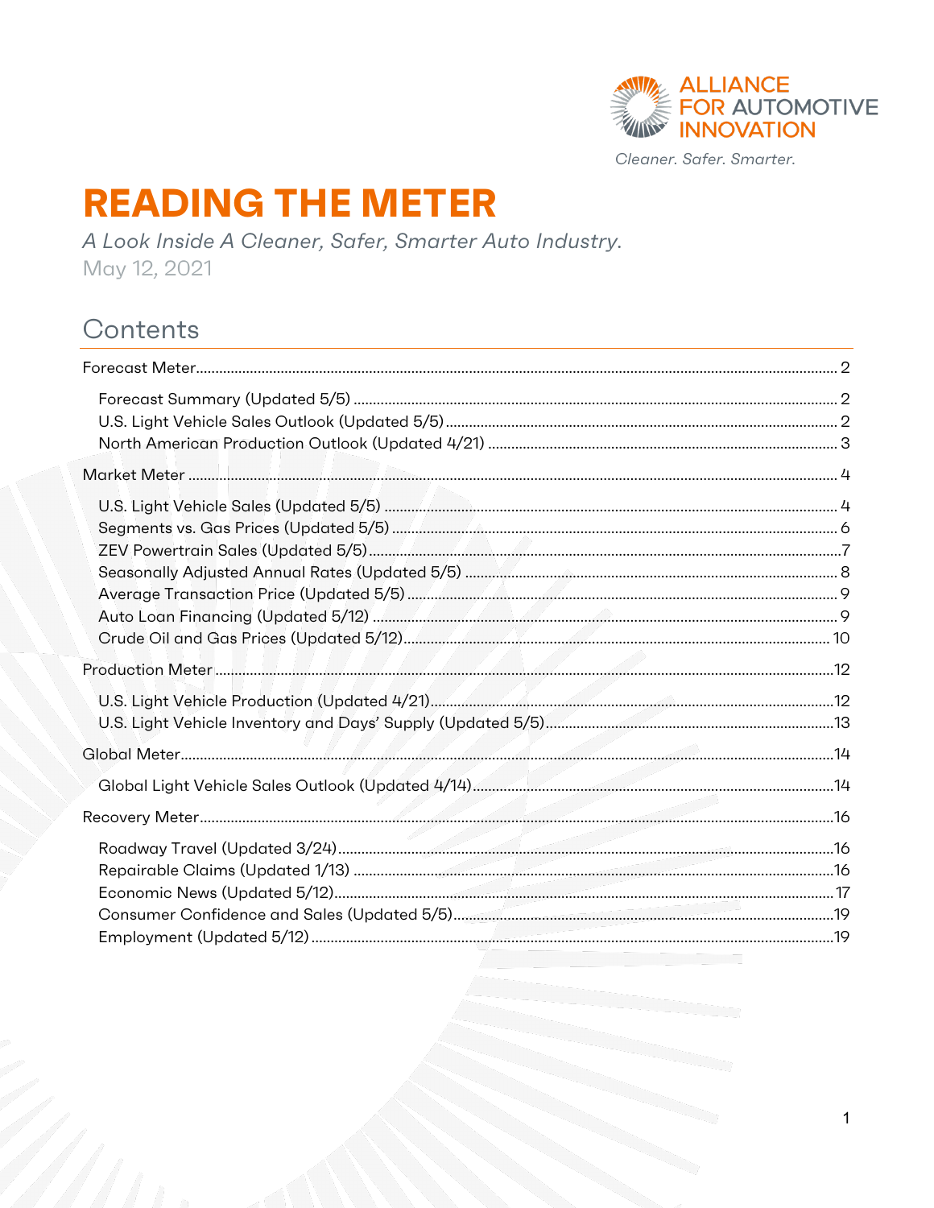ALLIANCE FOR AUTOMOTIVE INNOVATION

*Cleaner. Safer. Smarter.*

# READING THE METER

*A Look Inside A Cleaner, Safer, Smarter Auto Industry.*

May 12, 2021

## Contents

Forecast Meter .... 2

- Forecast Summary (Updated 5/5) .... 2
- U.S. Light Vehicle Sales Outlook (Updated 5/5) .... 2
- North American Production Outlook (Updated 4/21) .... 3

Market Meter .... 4

- U.S. Light Vehicle Sales (Updated 5/5) .... 4
- Segments vs. Gas Prices (Updated 5/5) .... 6
- ZEV Powertrain Sales (Updated 5/5) .... 7
- Seasonally Adjusted Annual Rates (Updated 5/5) .... 8
- Average Transaction Price (Updated 5/5) .... 9
- Auto Loan Financing (Updated 5/12) .... 9
- Crude Oil and Gas Prices (Updated 5/12) .... 10

Production Meter .... 12

- U.S. Light Vehicle Production (Updated 4/21) .... 12
- U.S. Light Vehicle Inventory and Days' Supply (Updated 5/5) .... 13

Global Meter .... 14

- Global Light Vehicle Sales Outlook (Updated 4/14) .... 14

Recovery Meter .... 16

- Roadway Travel (Updated 3/24) .... 16
- Repairable Claims (Updated 1/13) .... 16
- Economic News (Updated 5/12) .... 17
- Consumer Confidence and Sales (Updated 5/5) .... 19
- Employment (Updated 5/12) .... 19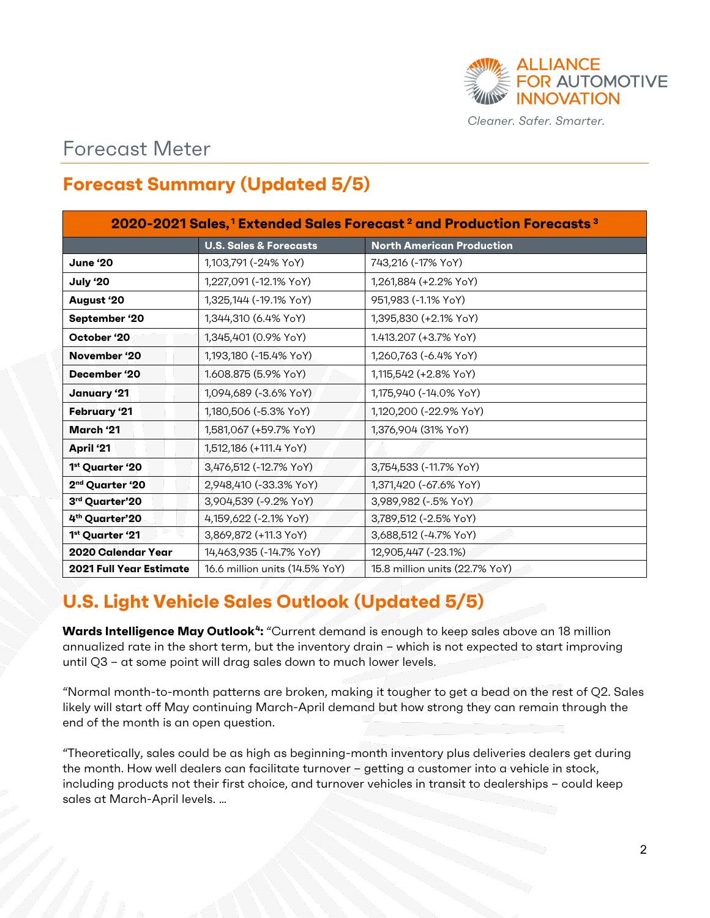# Forecast Meter

## Forecast Summary (Updated 5/5)

| 2020-2021 Sales,[1] Extended Sales Forecast[2] and Production Forecasts[3] | | |
|---|---|---|
| | **U.S. Sales & Forecasts** | **North American Production** |
| **June '20** | 1,103,791 (-24% YoY) | 743,216 (-17% YoY) |
| **July '20** | 1,227,091 (-12.1% YoY) | 1,261,884 (+2.2% YoY) |
| **August '20** | 1,325,144 (-19.1% YoY) | 951,983 (-1.1% YoY) |
| **September '20** | 1,344,310 (6.4% YoY) | 1,395,830 (+2.1% YoY) |
| **October '20** | 1,345,401 (0.9% YoY) | 1.413.207 (+3.7% YoY) |
| **November '20** | 1,193,180 (-15.4% YoY) | 1,260,763 (-6.4% YoY) |
| **December '20** | 1.608.875 (5.9% YoY) | 1,115,542 (+2.8% YoY) |
| **January '21** | 1,094,689 (-3.6% YoY) | 1,175,940 (-14.0% YoY) |
| **February '21** | 1,180,506 (-5.3% YoY) | 1,120,200 (-22.9% YoY) |
| **March '21** | 1,581,067 (+59.7% YoY) | 1,376,904 (31% YoY) |
| **April '21** | 1,512,186 (+111.4 YoY) | |
| **1st Quarter '20** | 3,476,512 (-12.7% YoY) | 3,754,533 (-11.7% YoY) |
| **2nd Quarter '20** | 2,948,410 (-33.3% YoY) | 1,371,420 (-67.6% YoY) |
| **3rd Quarter'20** | 3,904,539 (-9.2% YoY) | 3,989,982 (-.5% YoY) |
| **4th Quarter'20** | 4,159,622 (-2.1% YoY) | 3,789,512 (-2.5% YoY) |
| **1st Quarter '21** | 3,869,872 (+11.3 YoY) | 3,688,512 (-4.7% YoY) |
| **2020 Calendar Year** | 14,463,935 (-14.7% YoY) | 12,905,447 (-23.1%) |
| **2021 Full Year Estimate** | 16.6 million units (14.5% YoY) | 15.8 million units (22.7% YoY) |

## U.S. Light Vehicle Sales Outlook (Updated 5/5)

**Wards Intelligence May Outlook[4]:** "Current demand is enough to keep sales above an 18 million annualized rate in the short term, but the inventory drain – which is not expected to start improving until Q3 – at some point will drag sales down to much lower levels.

"Normal month-to-month patterns are broken, making it tougher to get a bead on the rest of Q2. Sales likely will start off May continuing March-April demand but how strong they can remain through the end of the month is an open question.

"Theoretically, sales could be as high as beginning-month inventory plus deliveries dealers get during the month. How well dealers can facilitate turnover – getting a customer into a vehicle in stock, including products not their first choice, and turnover vehicles in transit to dealerships – could keep sales at March-April levels. …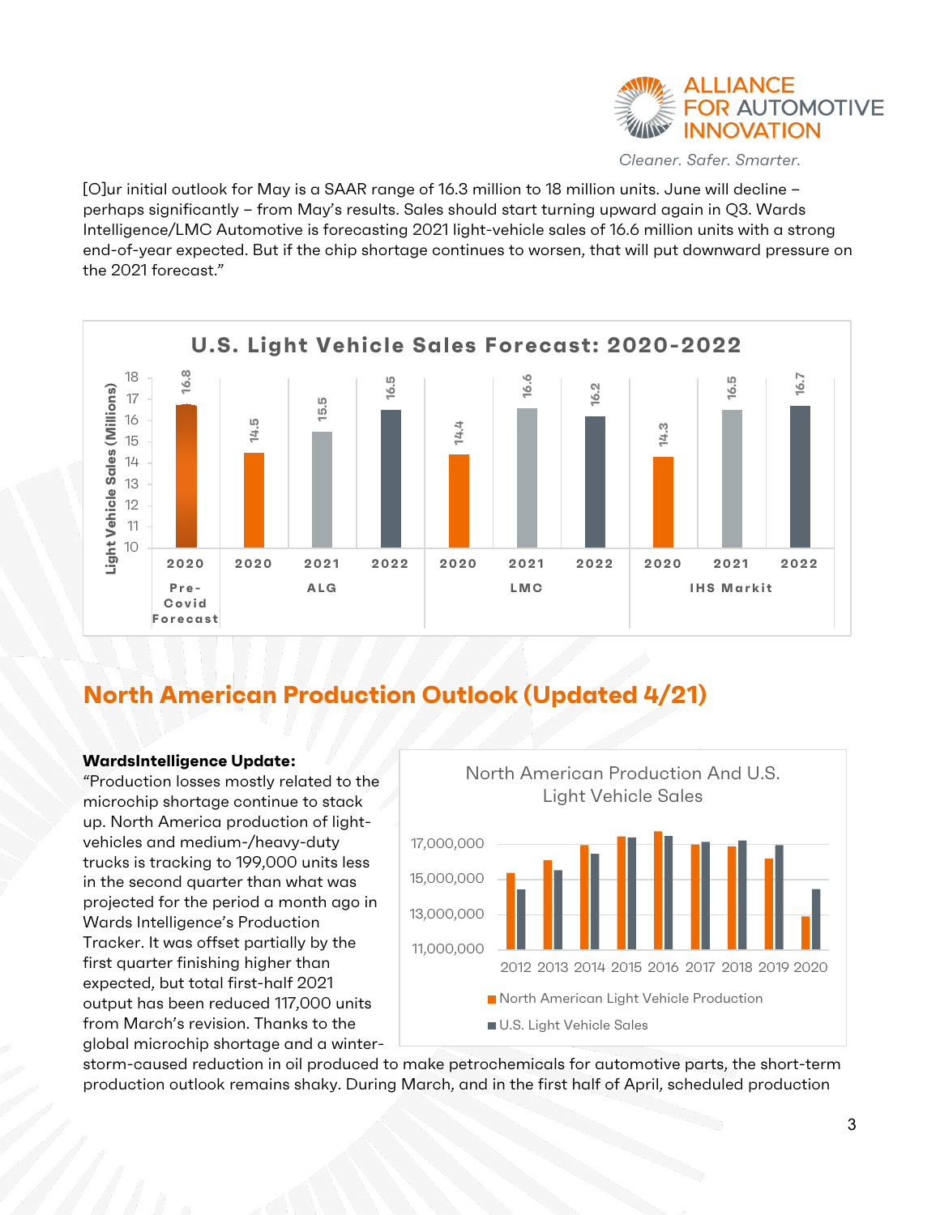[O]ur initial outlook for May is a SAAR range of 16.3 million to 18 million units. June will decline – perhaps significantly – from May's results. Sales should start turning upward again in Q3. Wards Intelligence/LMC Automotive is forecasting 2021 light-vehicle sales of 16.6 million units with a strong end-of-year expected. But if the chip shortage continues to worsen, that will put downward pressure on the 2021 forecast."

**U.S. Light Vehicle Sales Forecast: 2020-2022**

| Source | Year | Light Vehicle Sales (Millions) |
|---|---|---|
| Pre-Covid Forecast | 2020 | 16.8 |
| ALG | 2020 | 14.5 |
| ALG | 2021 | 15.5 |
| ALG | 2022 | 16.5 |
| LMC | 2020 | 14.4 |
| LMC | 2021 | 16.6 |
| LMC | 2022 | 16.2 |
| IHS Markit | 2020 | 14.3 |
| IHS Markit | 2021 | 16.5 |
| IHS Markit | 2022 | 16.7 |

## North American Production Outlook (Updated 4/21)

**WardsIntelligence Update:**

"Production losses mostly related to the microchip shortage continue to stack up. North America production of light-vehicles and medium-/heavy-duty trucks is tracking to 199,000 units less in the second quarter than what was projected for the period a month ago in Wards Intelligence's Production Tracker. It was offset partially by the first quarter finishing higher than expected, but total first-half 2021 output has been reduced 117,000 units from March's revision. Thanks to the global microchip shortage and a winter-storm-caused reduction in oil produced to make petrochemicals for automotive parts, the short-term production outlook remains shaky. During March, and in the first half of April, scheduled production

**North American Production And U.S. Light Vehicle Sales**

(Chart: North American Light Vehicle Production and U.S. Light Vehicle Sales, 2012–2020; y-axis 11,000,000 to 17,000,000)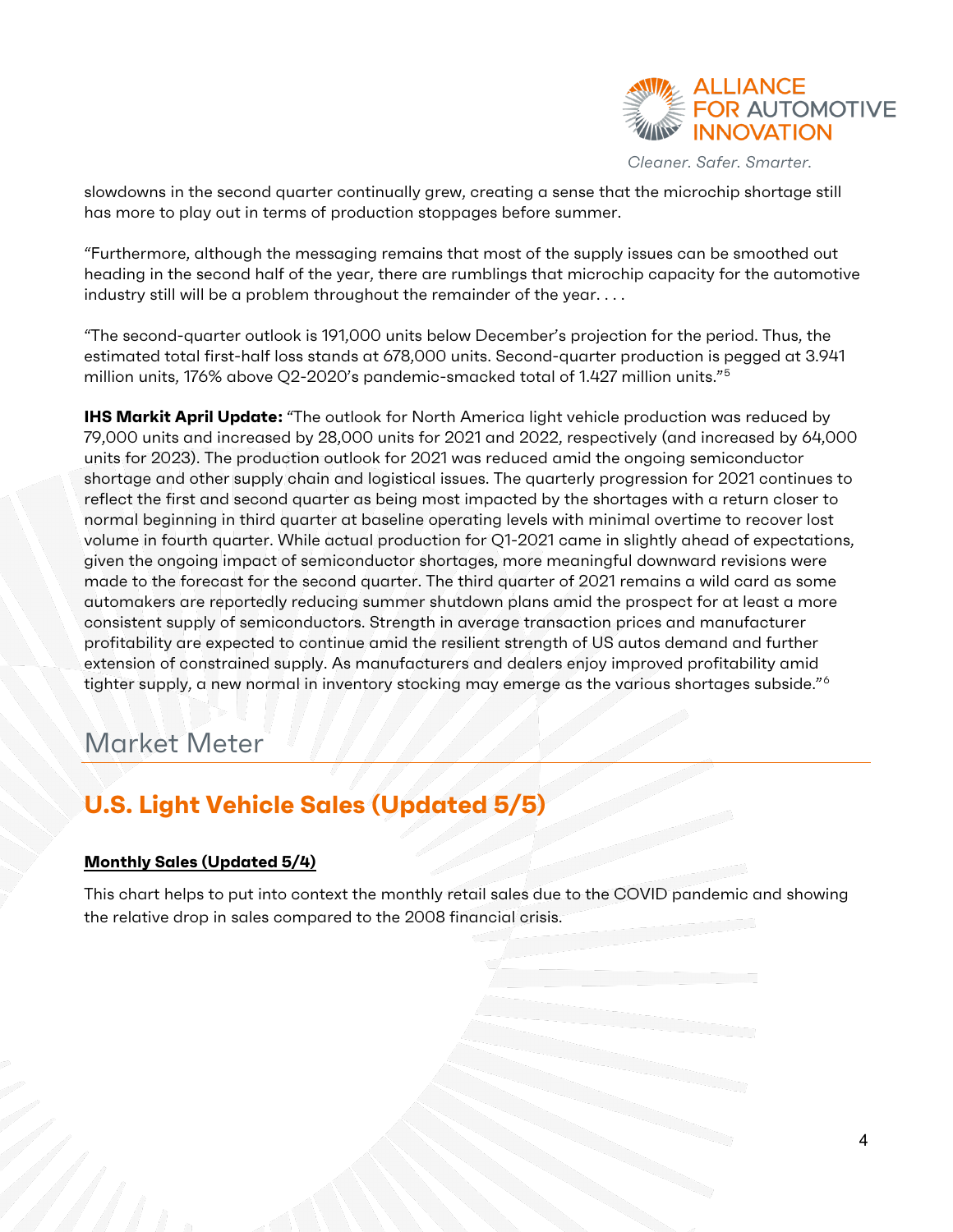slowdowns in the second quarter continually grew, creating a sense that the microchip shortage still has more to play out in terms of production stoppages before summer.

"Furthermore, although the messaging remains that most of the supply issues can be smoothed out heading in the second half of the year, there are rumblings that microchip capacity for the automotive industry still will be a problem throughout the remainder of the year. . . .

"The second-quarter outlook is 191,000 units below December's projection for the period. Thus, the estimated total first-half loss stands at 678,000 units. Second-quarter production is pegged at 3.941 million units, 176% above Q2-2020's pandemic-smacked total of 1.427 million units."[5]

**IHS Markit April Update:** "The outlook for North America light vehicle production was reduced by 79,000 units and increased by 28,000 units for 2021 and 2022, respectively (and increased by 64,000 units for 2023). The production outlook for 2021 was reduced amid the ongoing semiconductor shortage and other supply chain and logistical issues. The quarterly progression for 2021 continues to reflect the first and second quarter as being most impacted by the shortages with a return closer to normal beginning in third quarter at baseline operating levels with minimal overtime to recover lost volume in fourth quarter. While actual production for Q1-2021 came in slightly ahead of expectations, given the ongoing impact of semiconductor shortages, more meaningful downward revisions were made to the forecast for the second quarter. The third quarter of 2021 remains a wild card as some automakers are reportedly reducing summer shutdown plans amid the prospect for at least a more consistent supply of semiconductors. Strength in average transaction prices and manufacturer profitability are expected to continue amid the resilient strength of US autos demand and further extension of constrained supply. As manufacturers and dealers enjoy improved profitability amid tighter supply, a new normal in inventory stocking may emerge as the various shortages subside."[6]

# Market Meter

## U.S. Light Vehicle Sales (Updated 5/5)

**Monthly Sales (Updated 5/4)**

This chart helps to put into context the monthly retail sales due to the COVID pandemic and showing the relative drop in sales compared to the 2008 financial crisis.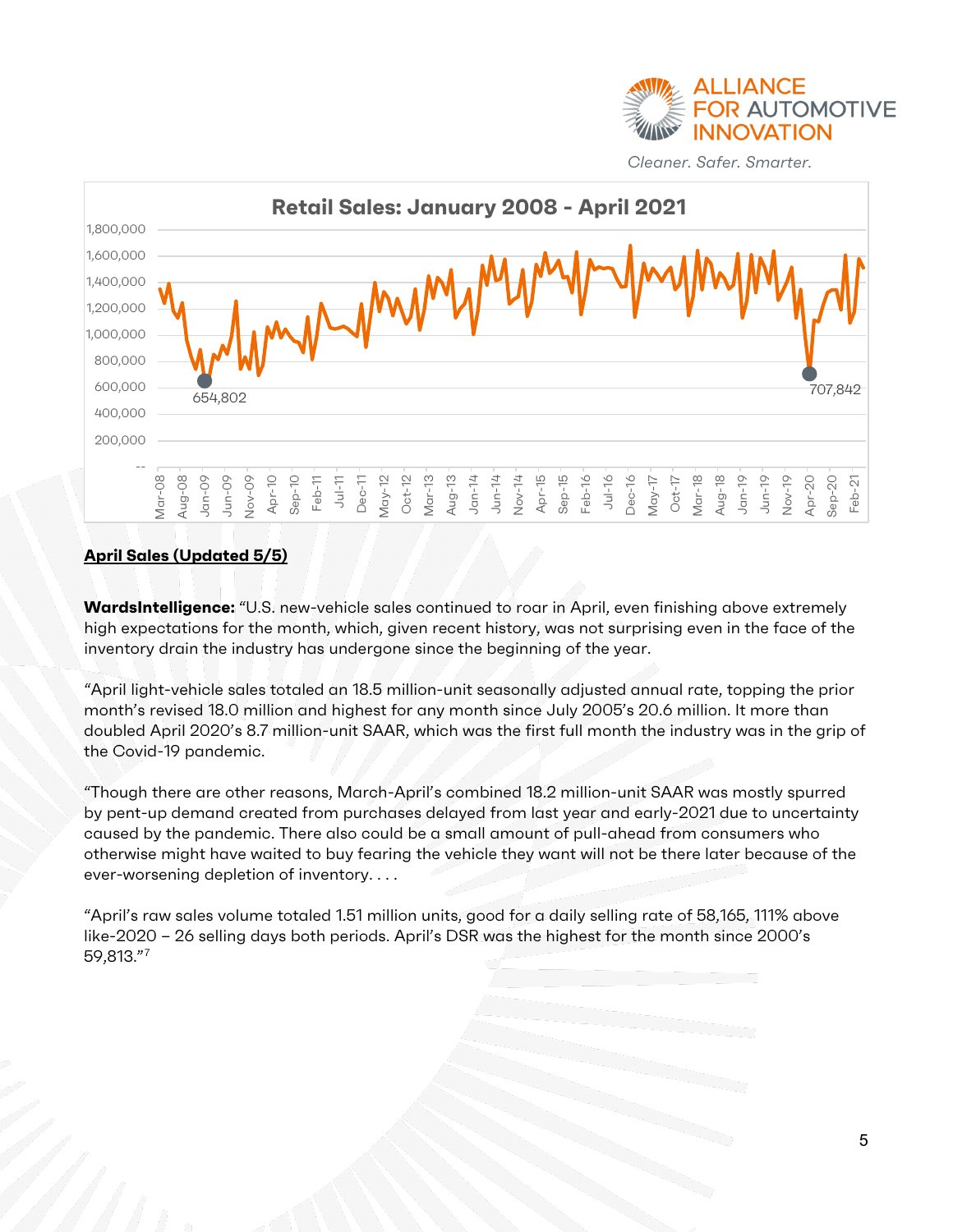**April Sales (Updated 5/5)**

**WardsIntelligence:** "U.S. new-vehicle sales continued to roar in April, even finishing above extremely high expectations for the month, which, given recent history, was not surprising even in the face of the inventory drain the industry has undergone since the beginning of the year.

"April light-vehicle sales totaled an 18.5 million-unit seasonally adjusted annual rate, topping the prior month's revised 18.0 million and highest for any month since July 2005's 20.6 million. It more than doubled April 2020's 8.7 million-unit SAAR, which was the first full month the industry was in the grip of the Covid-19 pandemic.

"Though there are other reasons, March-April's combined 18.2 million-unit SAAR was mostly spurred by pent-up demand created from purchases delayed from last year and early-2021 due to uncertainty caused by the pandemic. There also could be a small amount of pull-ahead from consumers who otherwise might have waited to buy fearing the vehicle they want will not be there later because of the ever-worsening depletion of inventory. . . .

"April's raw sales volume totaled 1.51 million units, good for a daily selling rate of 58,165, 111% above like-2020 – 26 selling days both periods. April's DSR was the highest for the month since 2000's 59,813."[7]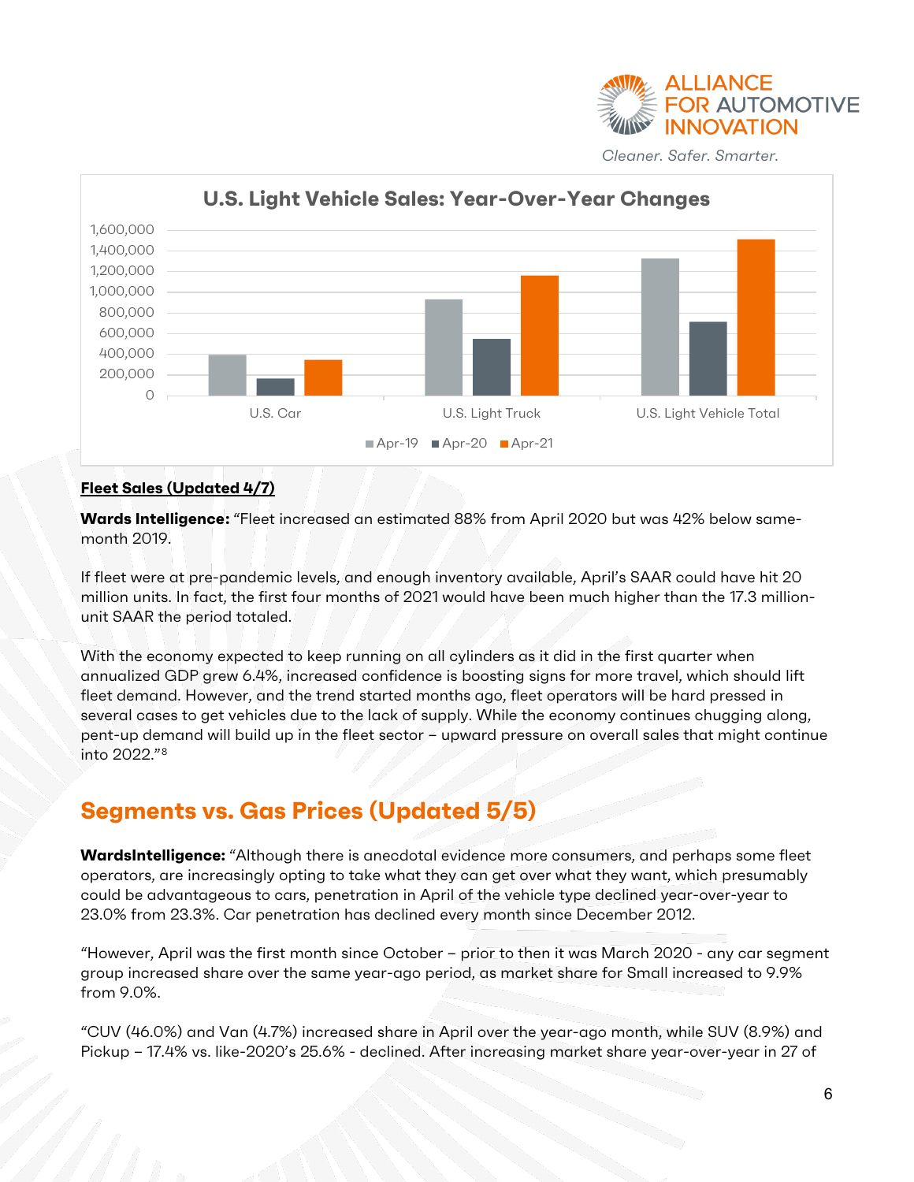## Fleet Sales (Updated 4/7)

**Wards Intelligence:** "Fleet increased an estimated 88% from April 2020 but was 42% below same-month 2019.

If fleet were at pre-pandemic levels, and enough inventory available, April's SAAR could have hit 20 million units. In fact, the first four months of 2021 would have been much higher than the 17.3 million-unit SAAR the period totaled.

With the economy expected to keep running on all cylinders as it did in the first quarter when annualized GDP grew 6.4%, increased confidence is boosting signs for more travel, which should lift fleet demand. However, and the trend started months ago, fleet operators will be hard pressed in several cases to get vehicles due to the lack of supply. While the economy continues chugging along, pent-up demand will build up in the fleet sector – upward pressure on overall sales that might continue into 2022."[8]

## Segments vs. Gas Prices (Updated 5/5)

**WardsIntelligence:** "Although there is anecdotal evidence more consumers, and perhaps some fleet operators, are increasingly opting to take what they can get over what they want, which presumably could be advantageous to cars, penetration in April of the vehicle type declined year-over-year to 23.0% from 23.3%. Car penetration has declined every month since December 2012.

"However, April was the first month since October – prior to then it was March 2020 - any car segment group increased share over the same year-ago period, as market share for Small increased to 9.9% from 9.0%.

"CUV (46.0%) and Van (4.7%) increased share in April over the year-ago month, while SUV (8.9%) and Pickup – 17.4% vs. like-2020's 25.6% - declined. After increasing market share year-over-year in 27 of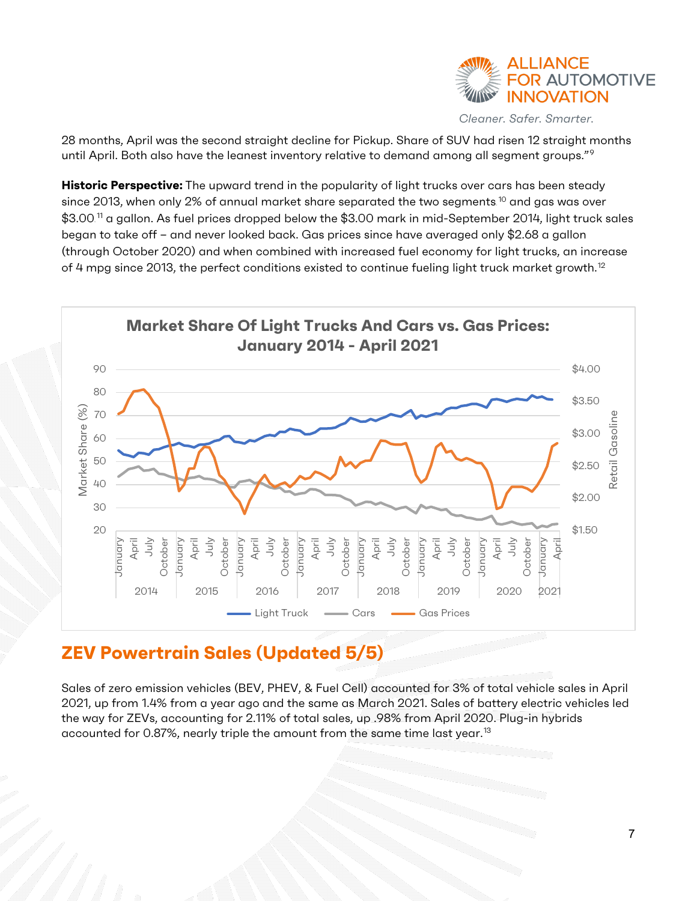28 months, April was the second straight decline for Pickup. Share of SUV had risen 12 straight months until April. Both also have the leanest inventory relative to demand among all segment groups."[9]

**Historic Perspective:** The upward trend in the popularity of light trucks over cars has been steady since 2013, when only 2% of annual market share separated the two segments[10] and gas was over $3.00[11] a gallon. As fuel prices dropped below the $3.00 mark in mid-September 2014, light truck sales began to take off – and never looked back. Gas prices since have averaged only $2.68 a gallon (through October 2020) and when combined with increased fuel economy for light trucks, an increase of 4 mpg since 2013, the perfect conditions existed to continue fueling light truck market growth.[12]

## ZEV Powertrain Sales (Updated 5/5)

Sales of zero emission vehicles (BEV, PHEV, & Fuel Cell) accounted for 3% of total vehicle sales in April 2021, up from 1.4% from a year ago and the same as March 2021. Sales of battery electric vehicles led the way for ZEVs, accounting for 2.11% of total sales, up .98% from April 2020. Plug-in hybrids accounted for 0.87%, nearly triple the amount from the same time last year.[13]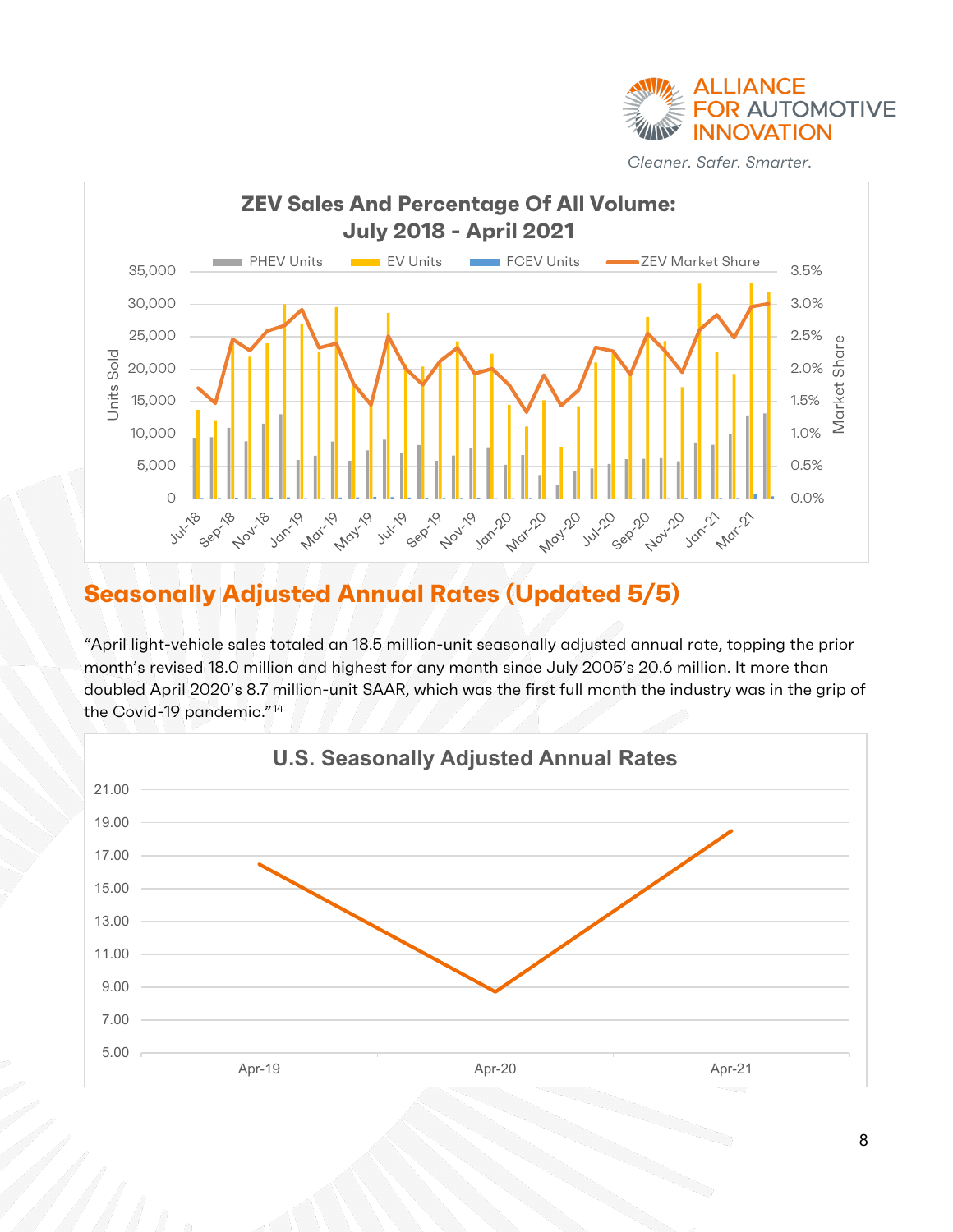## Seasonally Adjusted Annual Rates (Updated 5/5)

"April light-vehicle sales totaled an 18.5 million-unit seasonally adjusted annual rate, topping the prior month's revised 18.0 million and highest for any month since July 2005's 20.6 million. It more than doubled April 2020's 8.7 million-unit SAAR, which was the first full month the industry was in the grip of the Covid-19 pandemic."[14]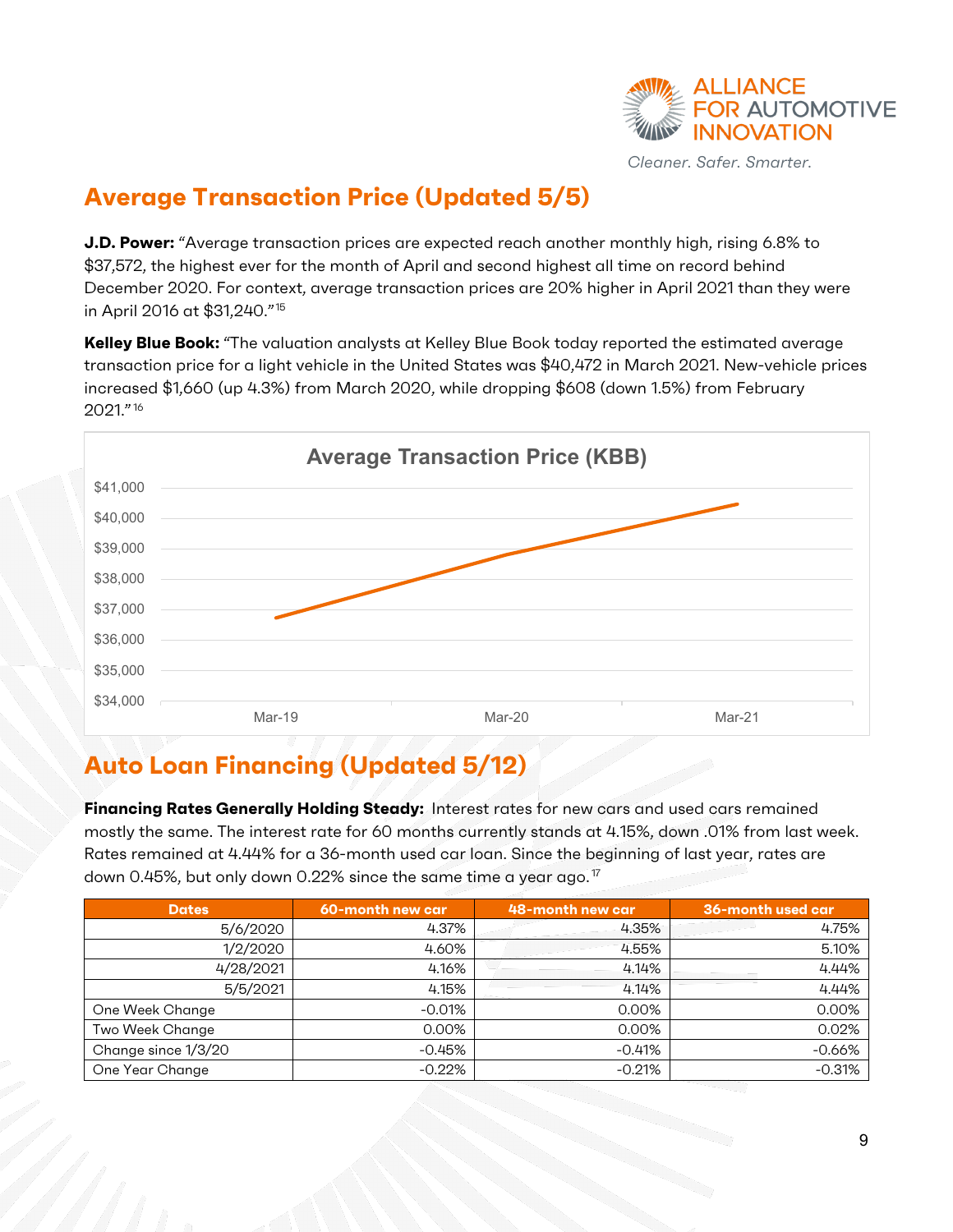## Average Transaction Price (Updated 5/5)

**J.D. Power:** "Average transaction prices are expected reach another monthly high, rising 6.8% to $37,572, the highest ever for the month of April and second highest all time on record behind December 2020. For context, average transaction prices are 20% higher in April 2021 than they were in April 2016 at $31,240."[15]

**Kelley Blue Book:** "The valuation analysts at Kelley Blue Book today reported the estimated average transaction price for a light vehicle in the United States was $40,472 in March 2021. New-vehicle prices increased $1,660 (up 4.3%) from March 2020, while dropping $608 (down 1.5%) from February 2021."[16]

## Auto Loan Financing (Updated 5/12)

**Financing Rates Generally Holding Steady:** Interest rates for new cars and used cars remained mostly the same. The interest rate for 60 months currently stands at 4.15%, down .01% from last week. Rates remained at 4.44% for a 36-month used car loan. Since the beginning of last year, rates are down 0.45%, but only down 0.22% since the same time a year ago.[17]

| Dates | 60-month new car | 48-month new car | 36-month used car |
|---|---|---|---|
| 5/6/2020 | 4.37% | 4.35% | 4.75% |
| 1/2/2020 | 4.60% | 4.55% | 5.10% |
| 4/28/2021 | 4.16% | 4.14% | 4.44% |
| 5/5/2021 | 4.15% | 4.14% | 4.44% |
| One Week Change | -0.01% | 0.00% | 0.00% |
| Two Week Change | 0.00% | 0.00% | 0.02% |
| Change since 1/3/20 | -0.45% | -0.41% | -0.66% |
| One Year Change | -0.22% | -0.21% | -0.31% |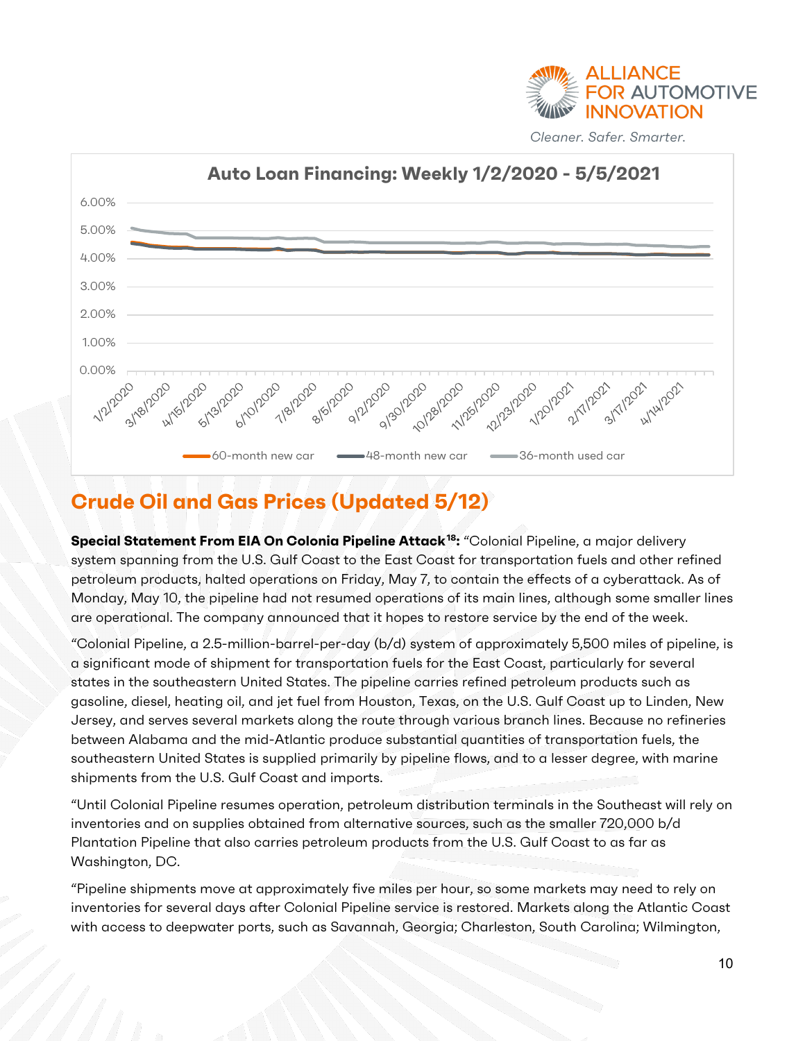**Auto Loan Financing: Weekly 1/2/2020 - 5/5/2021**

## Crude Oil and Gas Prices (Updated 5/12)

**Special Statement From EIA On Colonia Pipeline Attack[18]:** "Colonial Pipeline, a major delivery system spanning from the U.S. Gulf Coast to the East Coast for transportation fuels and other refined petroleum products, halted operations on Friday, May 7, to contain the effects of a cyberattack. As of Monday, May 10, the pipeline had not resumed operations of its main lines, although some smaller lines are operational. The company announced that it hopes to restore service by the end of the week.

"Colonial Pipeline, a 2.5-million-barrel-per-day (b/d) system of approximately 5,500 miles of pipeline, is a significant mode of shipment for transportation fuels for the East Coast, particularly for several states in the southeastern United States. The pipeline carries refined petroleum products such as gasoline, diesel, heating oil, and jet fuel from Houston, Texas, on the U.S. Gulf Coast up to Linden, New Jersey, and serves several markets along the route through various branch lines. Because no refineries between Alabama and the mid-Atlantic produce substantial quantities of transportation fuels, the southeastern United States is supplied primarily by pipeline flows, and to a lesser degree, with marine shipments from the U.S. Gulf Coast and imports.

"Until Colonial Pipeline resumes operation, petroleum distribution terminals in the Southeast will rely on inventories and on supplies obtained from alternative sources, such as the smaller 720,000 b/d Plantation Pipeline that also carries petroleum products from the U.S. Gulf Coast to as far as Washington, DC.

"Pipeline shipments move at approximately five miles per hour, so some markets may need to rely on inventories for several days after Colonial Pipeline service is restored. Markets along the Atlantic Coast with access to deepwater ports, such as Savannah, Georgia; Charleston, South Carolina; Wilmington,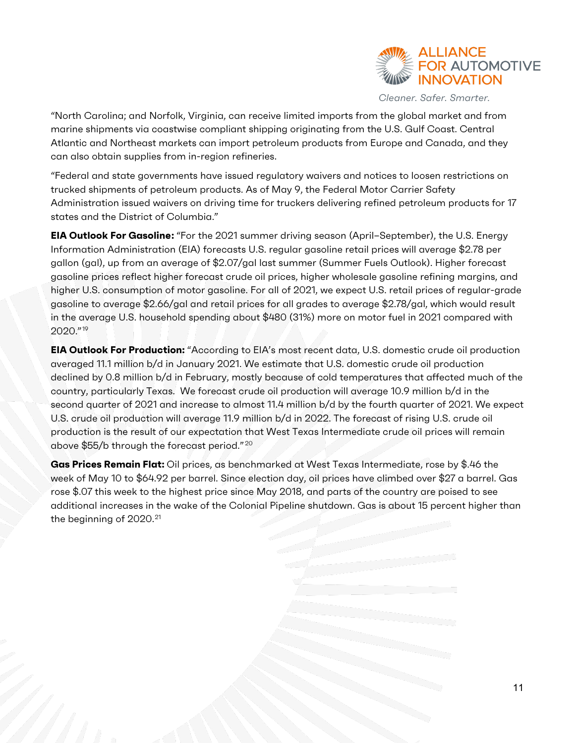"North Carolina; and Norfolk, Virginia, can receive limited imports from the global market and from marine shipments via coastwise compliant shipping originating from the U.S. Gulf Coast. Central Atlantic and Northeast markets can import petroleum products from Europe and Canada, and they can also obtain supplies from in-region refineries.

"Federal and state governments have issued regulatory waivers and notices to loosen restrictions on trucked shipments of petroleum products. As of May 9, the Federal Motor Carrier Safety Administration issued waivers on driving time for truckers delivering refined petroleum products for 17 states and the District of Columbia."

**EIA Outlook For Gasoline:** "For the 2021 summer driving season (April–September), the U.S. Energy Information Administration (EIA) forecasts U.S. regular gasoline retail prices will average $2.78 per gallon (gal), up from an average of $2.07/gal last summer (Summer Fuels Outlook). Higher forecast gasoline prices reflect higher forecast crude oil prices, higher wholesale gasoline refining margins, and higher U.S. consumption of motor gasoline. For all of 2021, we expect U.S. retail prices of regular-grade gasoline to average $2.66/gal and retail prices for all grades to average $2.78/gal, which would result in the average U.S. household spending about $480 (31%) more on motor fuel in 2021 compared with 2020."[19]

**EIA Outlook For Production:** "According to EIA's most recent data, U.S. domestic crude oil production averaged 11.1 million b/d in January 2021. We estimate that U.S. domestic crude oil production declined by 0.8 million b/d in February, mostly because of cold temperatures that affected much of the country, particularly Texas. We forecast crude oil production will average 10.9 million b/d in the second quarter of 2021 and increase to almost 11.4 million b/d by the fourth quarter of 2021. We expect U.S. crude oil production will average 11.9 million b/d in 2022. The forecast of rising U.S. crude oil production is the result of our expectation that West Texas Intermediate crude oil prices will remain above $55/b through the forecast period."[20]

**Gas Prices Remain Flat:** Oil prices, as benchmarked at West Texas Intermediate, rose by $.46 the week of May 10 to $64.92 per barrel. Since election day, oil prices have climbed over $27 a barrel. Gas rose $.07 this week to the highest price since May 2018, and parts of the country are poised to see additional increases in the wake of the Colonial Pipeline shutdown. Gas is about 15 percent higher than the beginning of 2020.[21]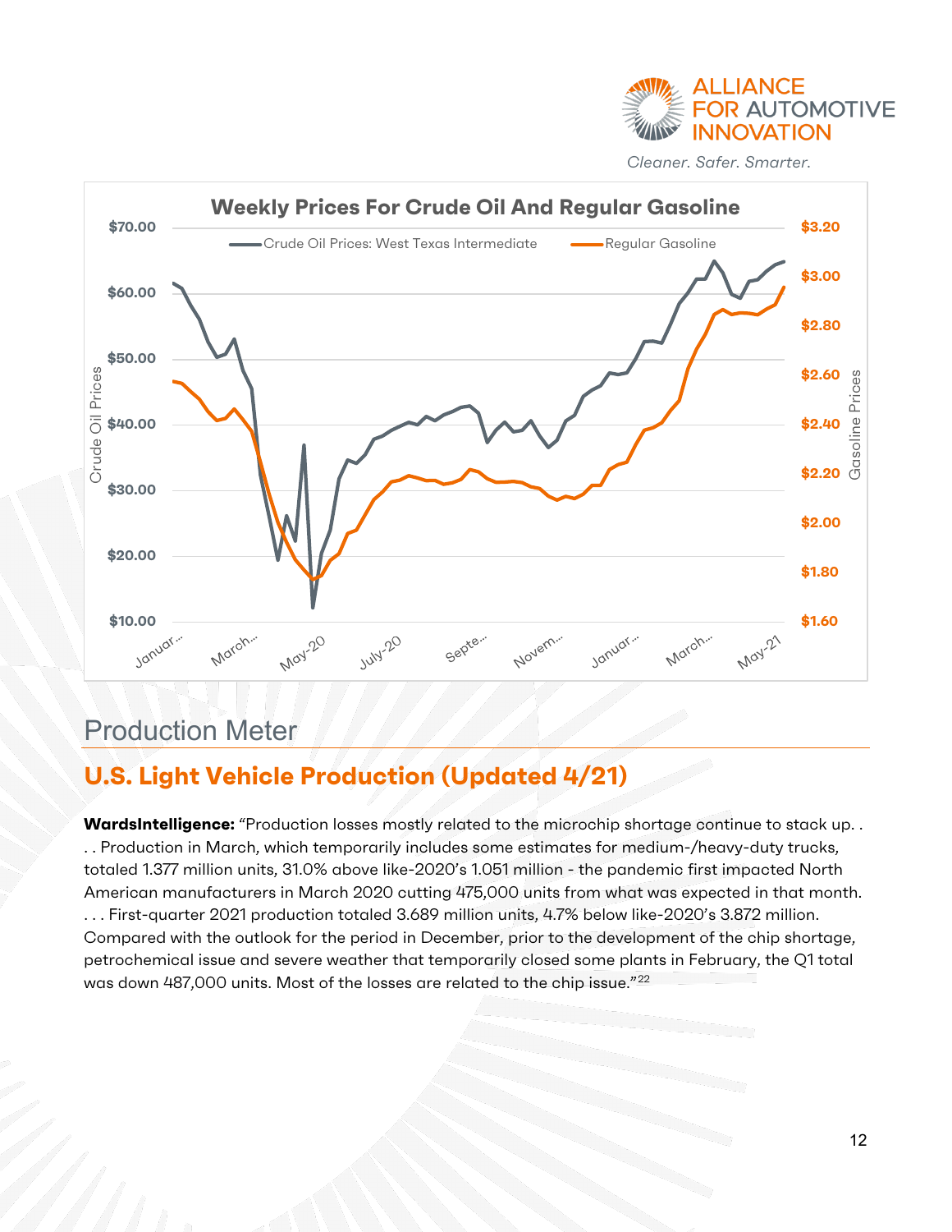Weekly Prices For Crude Oil And Regular Gasoline

# Production Meter

## U.S. Light Vehicle Production (Updated 4/21)

**WardsIntelligence:** "Production losses mostly related to the microchip shortage continue to stack up. . . . Production in March, which temporarily includes some estimates for medium-/heavy-duty trucks, totaled 1.377 million units, 31.0% above like-2020's 1.051 million - the pandemic first impacted North American manufacturers in March 2020 cutting 475,000 units from what was expected in that month. . . . First-quarter 2021 production totaled 3.689 million units, 4.7% below like-2020's 3.872 million. Compared with the outlook for the period in December, prior to the development of the chip shortage, petrochemical issue and severe weather that temporarily closed some plants in February, the Q1 total was down 487,000 units. Most of the losses are related to the chip issue."[22]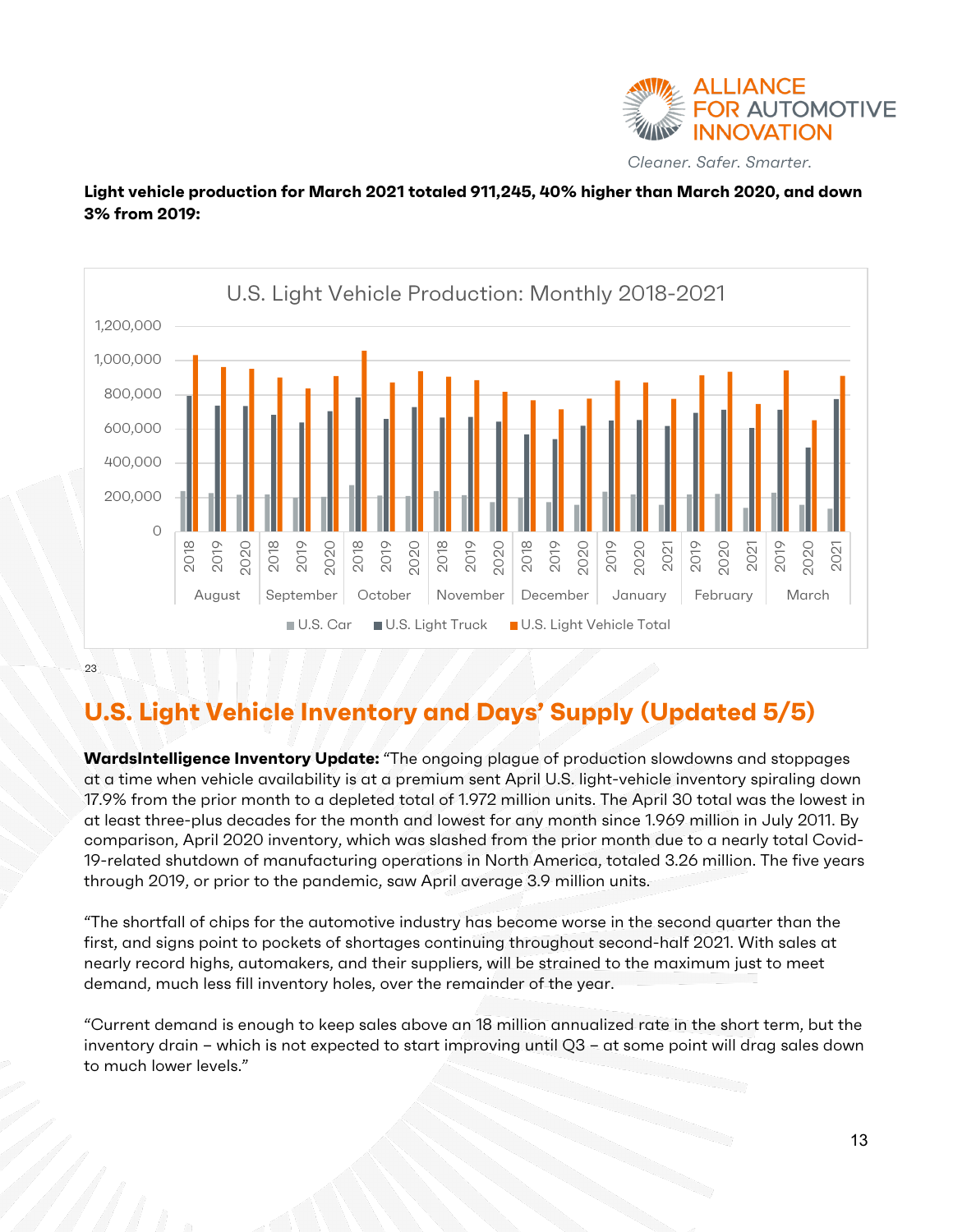**Light vehicle production for March 2021 totaled 911,245, 40% higher than March 2020, and down 3% from 2019:**

U.S. Light Vehicle Production: Monthly 2018-2021

■ U.S. Car ■ U.S. Light Truck ■ U.S. Light Vehicle Total

23

## U.S. Light Vehicle Inventory and Days' Supply (Updated 5/5)

**WardsIntelligence Inventory Update:** "The ongoing plague of production slowdowns and stoppages at a time when vehicle availability is at a premium sent April U.S. light-vehicle inventory spiraling down 17.9% from the prior month to a depleted total of 1.972 million units. The April 30 total was the lowest in at least three-plus decades for the month and lowest for any month since 1.969 million in July 2011. By comparison, April 2020 inventory, which was slashed from the prior month due to a nearly total Covid-19-related shutdown of manufacturing operations in North America, totaled 3.26 million. The five years through 2019, or prior to the pandemic, saw April average 3.9 million units.

"The shortfall of chips for the automotive industry has become worse in the second quarter than the first, and signs point to pockets of shortages continuing throughout second-half 2021. With sales at nearly record highs, automakers, and their suppliers, will be strained to the maximum just to meet demand, much less fill inventory holes, over the remainder of the year.

"Current demand is enough to keep sales above an 18 million annualized rate in the short term, but the inventory drain – which is not expected to start improving until Q3 – at some point will drag sales down to much lower levels."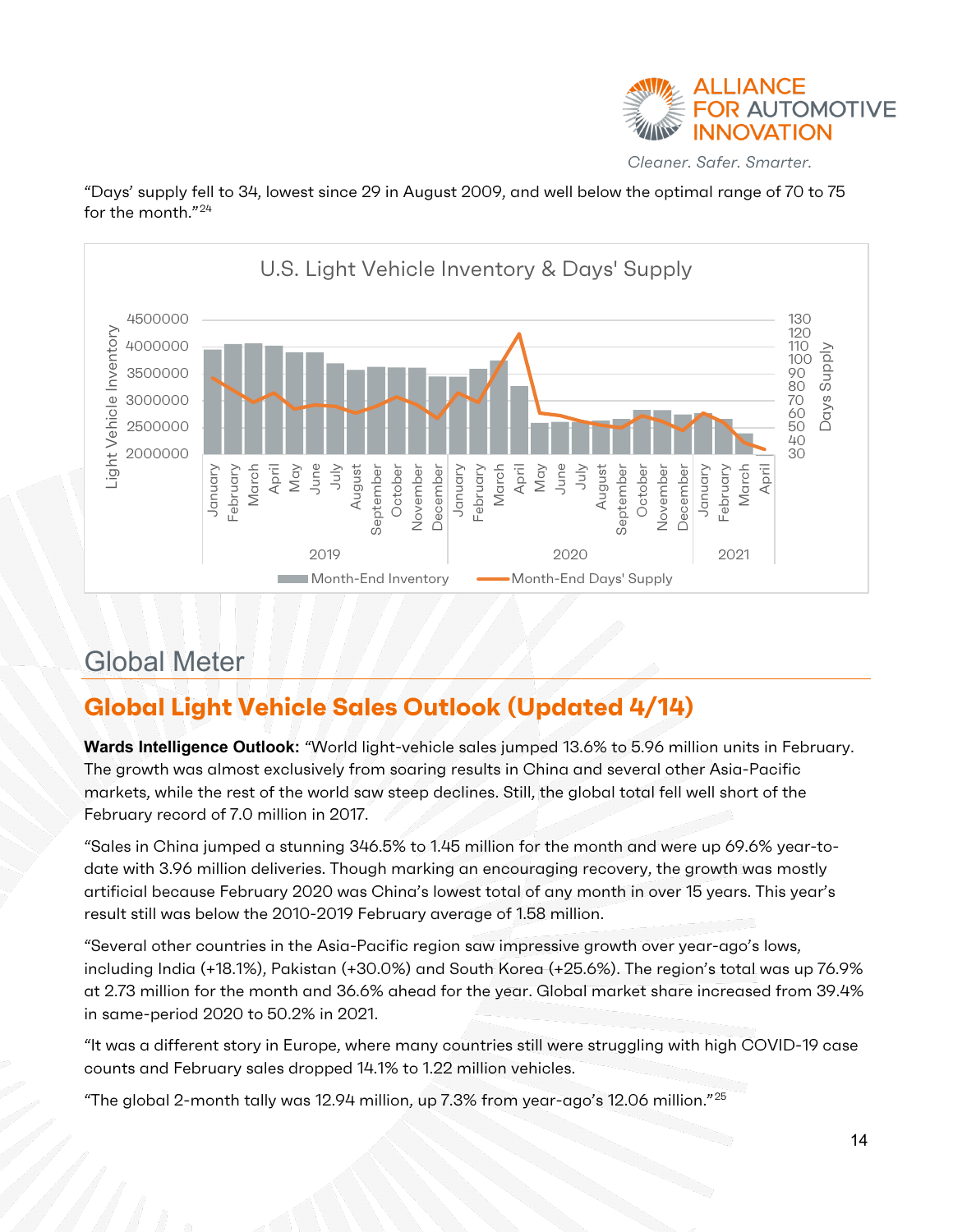"Days' supply fell to 34, lowest since 29 in August 2009, and well below the optimal range of 70 to 75 for the month."[24]

## Global Meter

## Global Light Vehicle Sales Outlook (Updated 4/14)

**Wards Intelligence Outlook:** "World light-vehicle sales jumped 13.6% to 5.96 million units in February. The growth was almost exclusively from soaring results in China and several other Asia-Pacific markets, while the rest of the world saw steep declines. Still, the global total fell well short of the February record of 7.0 million in 2017.

"Sales in China jumped a stunning 346.5% to 1.45 million for the month and were up 69.6% year-to-date with 3.96 million deliveries. Though marking an encouraging recovery, the growth was mostly artificial because February 2020 was China's lowest total of any month in over 15 years. This year's result still was below the 2010-2019 February average of 1.58 million.

"Several other countries in the Asia-Pacific region saw impressive growth over year-ago's lows, including India (+18.1%), Pakistan (+30.0%) and South Korea (+25.6%). The region's total was up 76.9% at 2.73 million for the month and 36.6% ahead for the year. Global market share increased from 39.4% in same-period 2020 to 50.2% in 2021.

"It was a different story in Europe, where many countries still were struggling with high COVID-19 case counts and February sales dropped 14.1% to 1.22 million vehicles.

"The global 2-month tally was 12.94 million, up 7.3% from year-ago's 12.06 million."[25]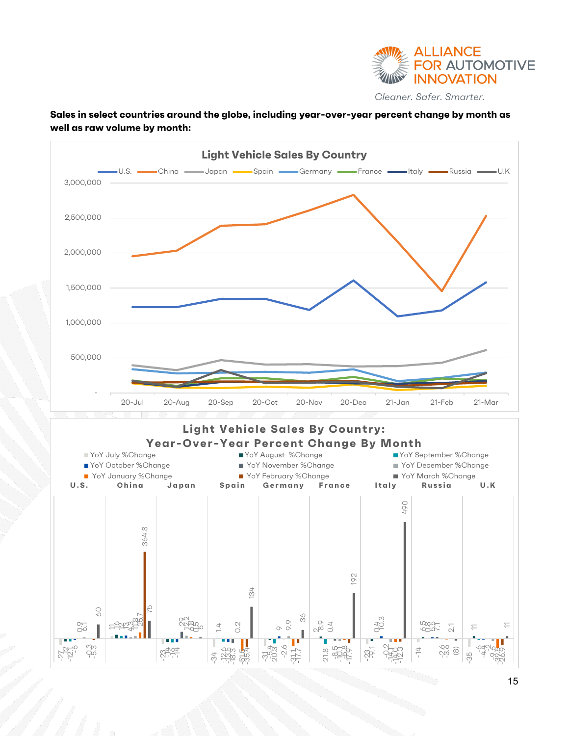**Sales in select countries around the globe, including year-over-year percent change by month as well as raw volume by month:**

Light Vehicle Sales By Country

U.S. | China | Japan | Spain | Germany | France | Italy | Russia | U.K

3,000,000
2,500,000
2,000,000
1,500,000
1,000,000
500,000
-

20-Jul | 20-Aug | 20-Sep | 20-Oct | 20-Nov | 20-Dec | 21-Jan | 21-Feb | 21-Mar

Light Vehicle Sales By Country: Year-Over-Year Percent Change By Month

YoY July %Change | YoY August %Change | YoY September %Change | YoY October %Change | YoY November %Change | YoY December %Change | YoY January %Change | YoY February %Change | YoY March %Change

U.S. | China | Japan | Spain | Germany | France | Italy | Russia | U.K

U.S.: -27, -12, -14, -6, 0.9, 6.1, -0.3, -5.3, 60

China: 11, 16, 12, 13, 4.3, 8.11, 25.7, 364.8, 75

Japan: -23, -16, -14, -14, 29, 12.2, 6.3, 0.5, 5

Spain: -34, 1.4, -12.6, -13.5, -18.3, 0.2, -51.5, -35.4, 134

Germany: -31, -5.4, -20.3, 9, -2.6, 9.9, -31.1, -17.7, 36

France: 2, 8.9, -21.8, 0.4, -8.5, -10.1, -5.8, -17.9, 192

Italy: -23, -9.1, 0.4, 10.3, -0.2, -14.1, -14.0, -12.3, 490

Russia: -14, 6.5, 0.8, 5.5, 7.1, -2.6, -3.6, 2.1, (8)

U.K: -35, 11, -6, -4.4, -9.2, -39.5, -35.9, -26.9, 11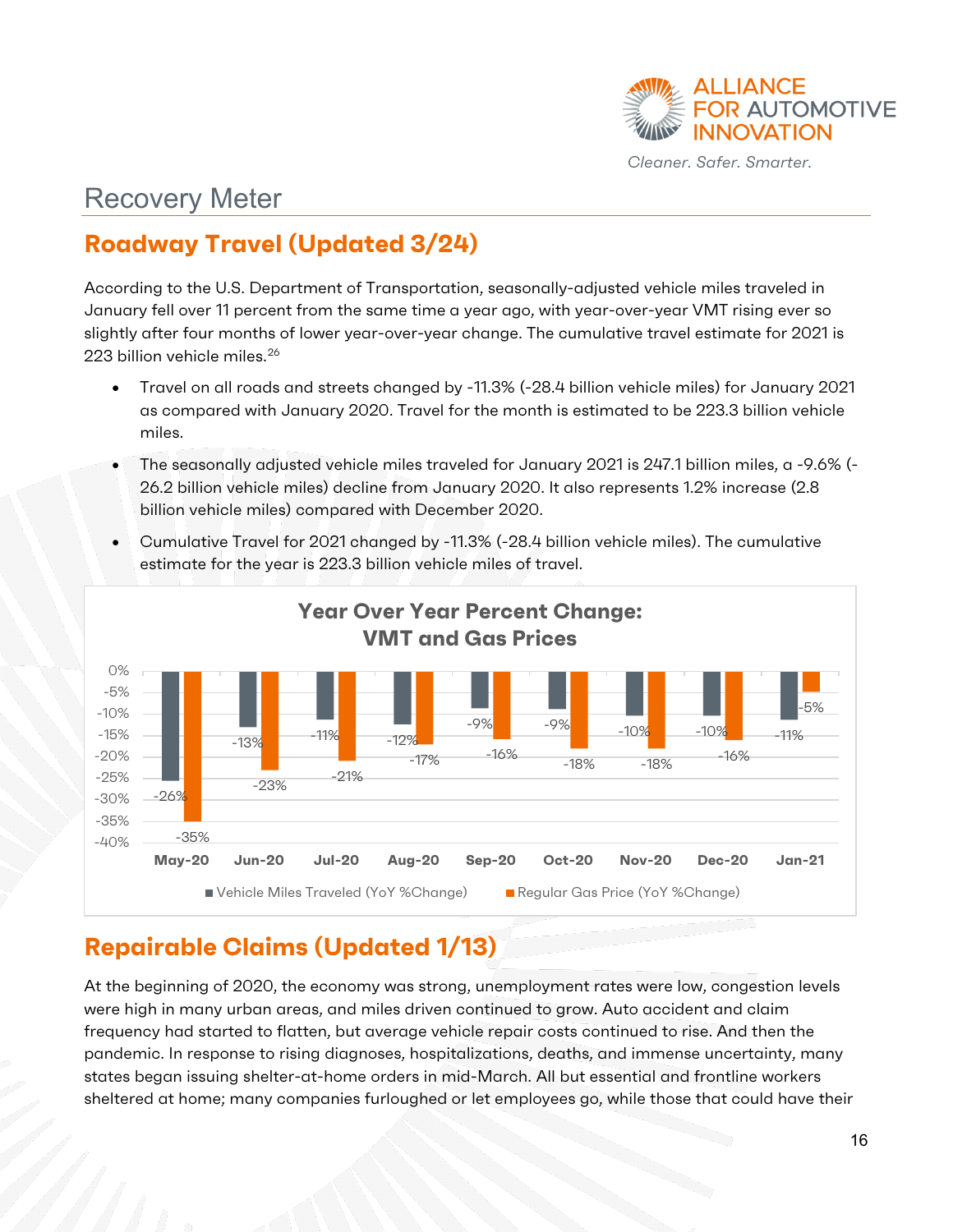# Recovery Meter

## Roadway Travel (Updated 3/24)

According to the U.S. Department of Transportation, seasonally-adjusted vehicle miles traveled in January fell over 11 percent from the same time a year ago, with year-over-year VMT rising ever so slightly after four months of lower year-over-year change. The cumulative travel estimate for 2021 is 223 billion vehicle miles.[26]

- Travel on all roads and streets changed by -11.3% (-28.4 billion vehicle miles) for January 2021 as compared with January 2020. Travel for the month is estimated to be 223.3 billion vehicle miles.
- The seasonally adjusted vehicle miles traveled for January 2021 is 247.1 billion miles, a -9.6% (-26.2 billion vehicle miles) decline from January 2020. It also represents 1.2% increase (2.8 billion vehicle miles) compared with December 2020.
- Cumulative Travel for 2021 changed by -11.3% (-28.4 billion vehicle miles). The cumulative estimate for the year is 223.3 billion vehicle miles of travel.

**Year Over Year Percent Change: VMT and Gas Prices**

| | May-20 | Jun-20 | Jul-20 | Aug-20 | Sep-20 | Oct-20 | Nov-20 | Dec-20 | Jan-21 |
|---|---|---|---|---|---|---|---|---|---|
| Vehicle Miles Traveled (YoY %Change) | -26% | -13% | -11% | -12% | -9% | -9% | -10% | -10% | -11% |
| Regular Gas Price (YoY %Change) | -35% | -23% | -21% | -17% | -16% | -18% | -18% | -16% | -5% |

## Repairable Claims (Updated 1/13)

At the beginning of 2020, the economy was strong, unemployment rates were low, congestion levels were high in many urban areas, and miles driven continued to grow. Auto accident and claim frequency had started to flatten, but average vehicle repair costs continued to rise. And then the pandemic. In response to rising diagnoses, hospitalizations, deaths, and immense uncertainty, many states began issuing shelter-at-home orders in mid-March. All but essential and frontline workers sheltered at home; many companies furloughed or let employees go, while those that could have their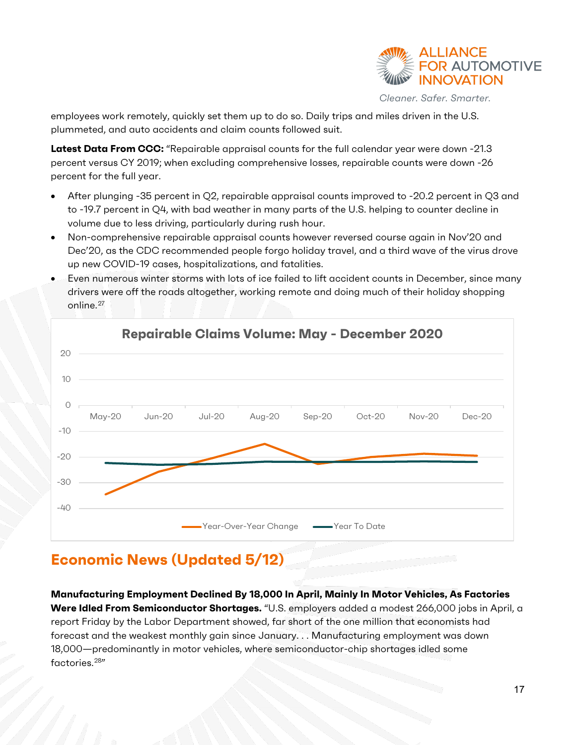employees work remotely, quickly set them up to do so. Daily trips and miles driven in the U.S. plummeted, and auto accidents and claim counts followed suit.

**Latest Data From CCC:** "Repairable appraisal counts for the full calendar year were down -21.3 percent versus CY 2019; when excluding comprehensive losses, repairable counts were down -26 percent for the full year.

- After plunging -35 percent in Q2, repairable appraisal counts improved to -20.2 percent in Q3 and to -19.7 percent in Q4, with bad weather in many parts of the U.S. helping to counter decline in volume due to less driving, particularly during rush hour.
- Non-comprehensive repairable appraisal counts however reversed course again in Nov'20 and Dec'20, as the CDC recommended people forgo holiday travel, and a third wave of the virus drove up new COVID-19 cases, hospitalizations, and fatalities.
- Even numerous winter storms with lots of ice failed to lift accident counts in December, since many drivers were off the roads altogether, working remote and doing much of their holiday shopping online.[27]

**Repairable Claims Volume: May - December 2020**

## Economic News (Updated 5/12)

**Manufacturing Employment Declined By 18,000 In April, Mainly In Motor Vehicles, As Factories Were Idled From Semiconductor Shortages.** "U.S. employers added a modest 266,000 jobs in April, a report Friday by the Labor Department showed, far short of the one million that economists had forecast and the weakest monthly gain since January. . . Manufacturing employment was down 18,000—predominantly in motor vehicles, where semiconductor-chip shortages idled some factories.[28]"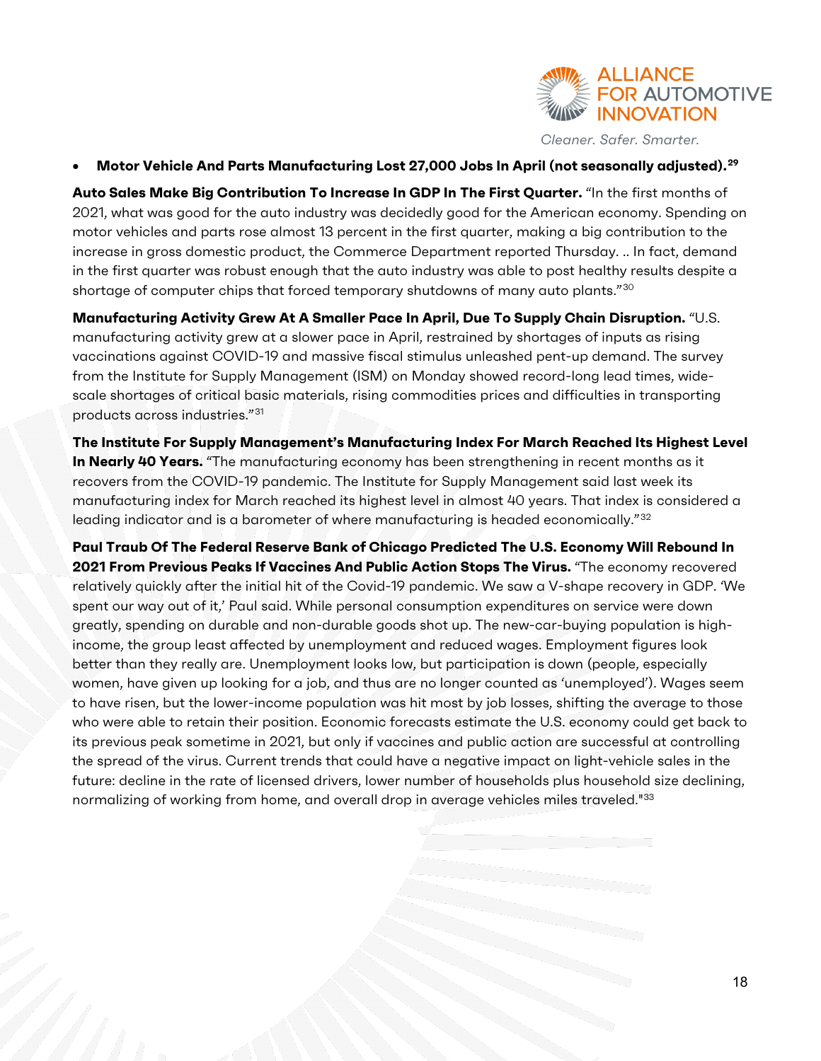- **Motor Vehicle And Parts Manufacturing Lost 27,000 Jobs In April (not seasonally adjusted).[29]**

**Auto Sales Make Big Contribution To Increase In GDP In The First Quarter.** "In the first months of 2021, what was good for the auto industry was decidedly good for the American economy. Spending on motor vehicles and parts rose almost 13 percent in the first quarter, making a big contribution to the increase in gross domestic product, the Commerce Department reported Thursday. .. In fact, demand in the first quarter was robust enough that the auto industry was able to post healthy results despite a shortage of computer chips that forced temporary shutdowns of many auto plants."[30]

**Manufacturing Activity Grew At A Smaller Pace In April, Due To Supply Chain Disruption.** "U.S. manufacturing activity grew at a slower pace in April, restrained by shortages of inputs as rising vaccinations against COVID-19 and massive fiscal stimulus unleashed pent-up demand. The survey from the Institute for Supply Management (ISM) on Monday showed record-long lead times, wide-scale shortages of critical basic materials, rising commodities prices and difficulties in transporting products across industries."[31]

**The Institute For Supply Management's Manufacturing Index For March Reached Its Highest Level In Nearly 40 Years.** "The manufacturing economy has been strengthening in recent months as it recovers from the COVID-19 pandemic. The Institute for Supply Management said last week its manufacturing index for March reached its highest level in almost 40 years. That index is considered a leading indicator and is a barometer of where manufacturing is headed economically."[32]

**Paul Traub Of The Federal Reserve Bank of Chicago Predicted The U.S. Economy Will Rebound In 2021 From Previous Peaks If Vaccines And Public Action Stops The Virus.** "The economy recovered relatively quickly after the initial hit of the Covid-19 pandemic. We saw a V-shape recovery in GDP. 'We spent our way out of it,' Paul said. While personal consumption expenditures on service were down greatly, spending on durable and non-durable goods shot up. The new-car-buying population is high-income, the group least affected by unemployment and reduced wages. Employment figures look better than they really are. Unemployment looks low, but participation is down (people, especially women, have given up looking for a job, and thus are no longer counted as 'unemployed'). Wages seem to have risen, but the lower-income population was hit most by job losses, shifting the average to those who were able to retain their position. Economic forecasts estimate the U.S. economy could get back to its previous peak sometime in 2021, but only if vaccines and public action are successful at controlling the spread of the virus. Current trends that could have a negative impact on light-vehicle sales in the future: decline in the rate of licensed drivers, lower number of households plus household size declining, normalizing of working from home, and overall drop in average vehicles miles traveled."[33]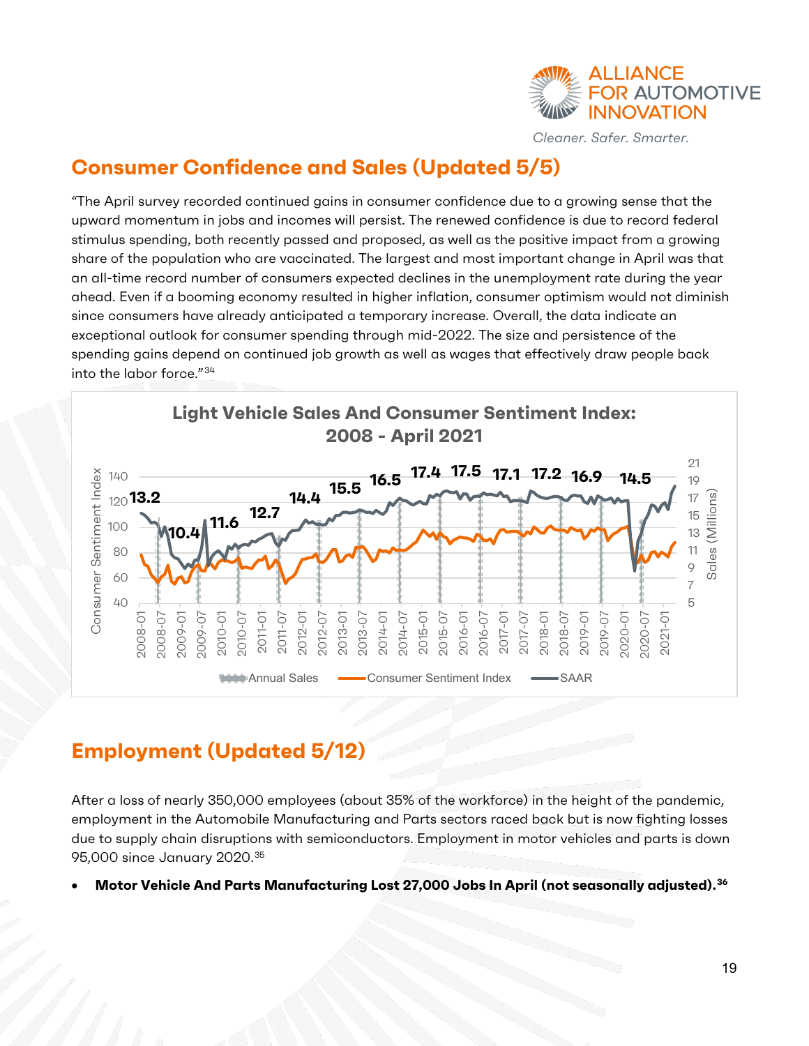## Consumer Confidence and Sales (Updated 5/5)

"The April survey recorded continued gains in consumer confidence due to a growing sense that the upward momentum in jobs and incomes will persist. The renewed confidence is due to record federal stimulus spending, both recently passed and proposed, as well as the positive impact from a growing share of the population who are vaccinated. The largest and most important change in April was that an all-time record number of consumers expected declines in the unemployment rate during the year ahead. Even if a booming economy resulted in higher inflation, consumer optimism would not diminish since consumers have already anticipated a temporary increase. Overall, the data indicate an exceptional outlook for consumer spending through mid-2022. The size and persistence of the spending gains depend on continued job growth as well as wages that effectively draw people back into the labor force."[34]

**Light Vehicle Sales And Consumer Sentiment Index: 2008 - April 2021**

Annual Sales: 13.2, 10.4, 11.6, 12.7, 14.4, 15.5, 16.5, 17.4, 17.5, 17.1, 17.2, 16.9, 14.5

Legend: Annual Sales, Consumer Sentiment Index, SAAR

## Employment (Updated 5/12)

After a loss of nearly 350,000 employees (about 35% of the workforce) in the height of the pandemic, employment in the Automobile Manufacturing and Parts sectors raced back but is now fighting losses due to supply chain disruptions with semiconductors. Employment in motor vehicles and parts is down 95,000 since January 2020.[35]

- **Motor Vehicle And Parts Manufacturing Lost 27,000 Jobs In April (not seasonally adjusted).[36]**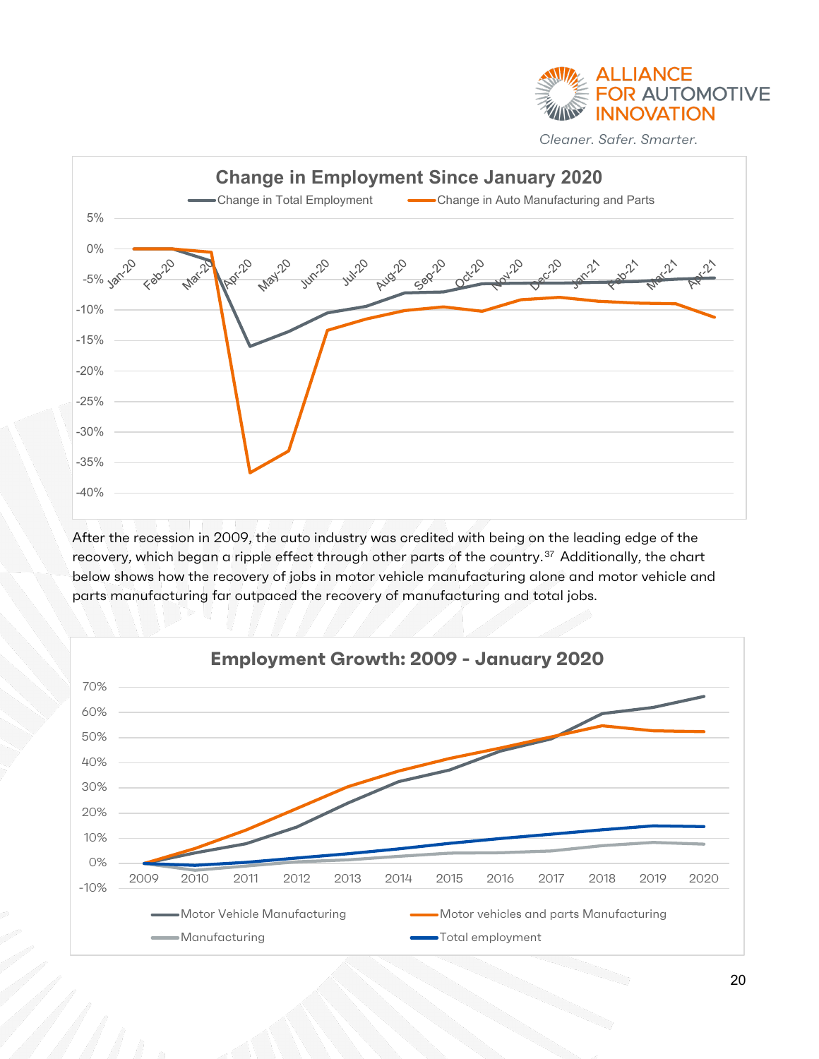Change in Employment Since January 2020

After the recession in 2009, the auto industry was credited with being on the leading edge of the recovery, which began a ripple effect through other parts of the country.[37] Additionally, the chart below shows how the recovery of jobs in motor vehicle manufacturing alone and motor vehicle and parts manufacturing far outpaced the recovery of manufacturing and total jobs.

Employment Growth: 2009 - January 2020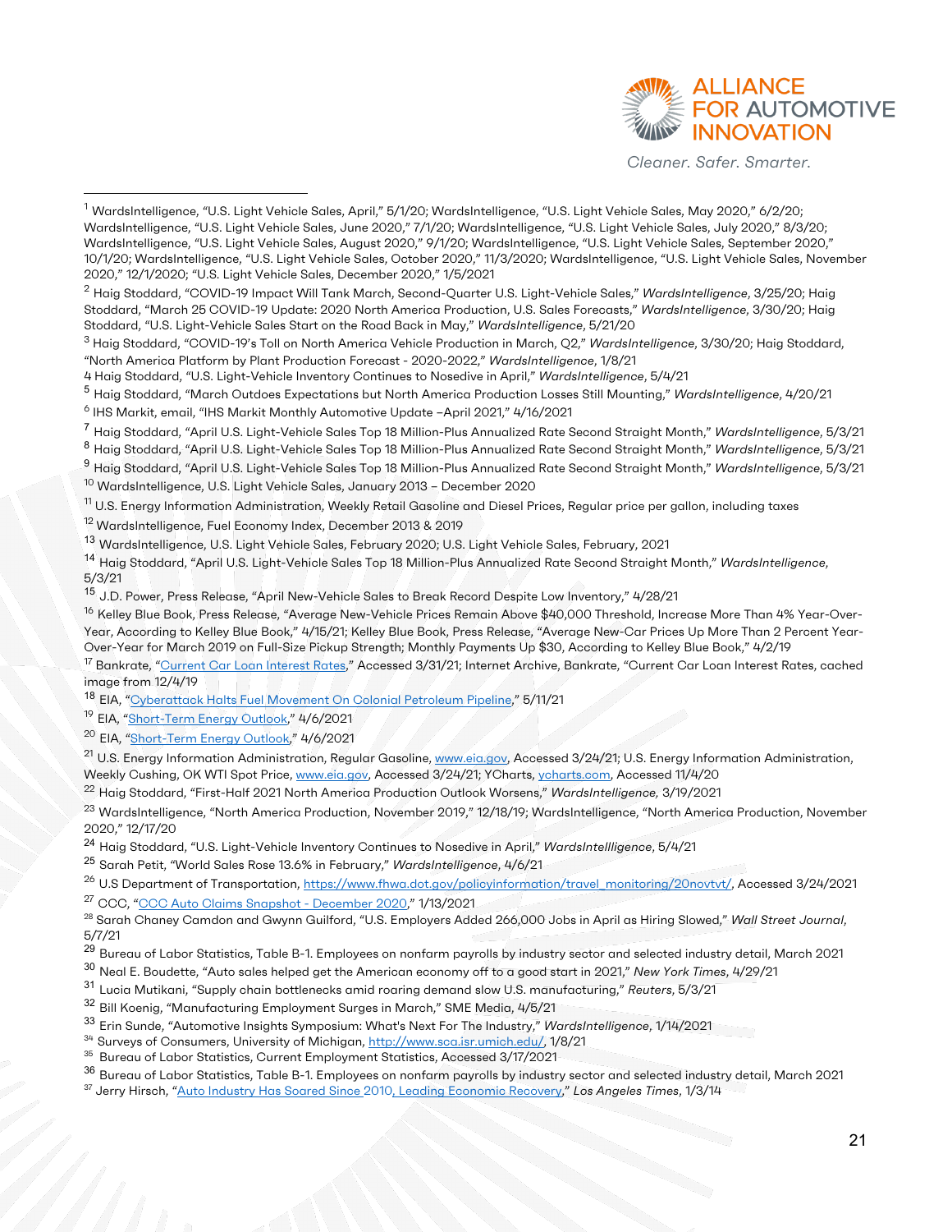[1] WardsIntelligence, "U.S. Light Vehicle Sales, April," 5/1/20; WardsIntelligence, "U.S. Light Vehicle Sales, May 2020," 6/2/20; WardsIntelligence, "U.S. Light Vehicle Sales, June 2020," 7/1/20; WardsIntelligence, "U.S. Light Vehicle Sales, July 2020," 8/3/20; WardsIntelligence, "U.S. Light Vehicle Sales, August 2020," 9/1/20; WardsIntelligence, "U.S. Light Vehicle Sales, September 2020," 10/1/20; WardsIntelligence, "U.S. Light Vehicle Sales, October 2020," 11/3/2020; WardsIntelligence, "U.S. Light Vehicle Sales, November 2020," 12/1/2020; "U.S. Light Vehicle Sales, December 2020," 1/5/2021

[2] Haig Stoddard, "COVID-19 Impact Will Tank March, Second-Quarter U.S. Light-Vehicle Sales," *WardsIntelligence*, 3/25/20; Haig Stoddard, "March 25 COVID-19 Update: 2020 North America Production, U.S. Sales Forecasts," *WardsIntelligence*, 3/30/20; Haig Stoddard, "U.S. Light-Vehicle Sales Start on the Road Back in May," *WardsIntelligence*, 5/21/20

[3] Haig Stoddard, "COVID-19's Toll on North America Vehicle Production in March, Q2," *WardsIntelligence*, 3/30/20; Haig Stoddard, "North America Platform by Plant Production Forecast - 2020-2022," *WardsIntelligence*, 1/8/21

[4] Haig Stoddard, "U.S. Light-Vehicle Inventory Continues to Nosedive in April," *WardsIntelligence*, 5/4/21

[5] Haig Stoddard, "March Outdoes Expectations but North America Production Losses Still Mounting," *WardsIntelligence*, 4/20/21

[6] IHS Markit, email, "IHS Markit Monthly Automotive Update –April 2021," 4/16/2021

[7] Haig Stoddard, "April U.S. Light-Vehicle Sales Top 18 Million-Plus Annualized Rate Second Straight Month," *WardsIntelligence*, 5/3/21

[8] Haig Stoddard, "April U.S. Light-Vehicle Sales Top 18 Million-Plus Annualized Rate Second Straight Month," *WardsIntelligence*, 5/3/21

[9] Haig Stoddard, "April U.S. Light-Vehicle Sales Top 18 Million-Plus Annualized Rate Second Straight Month," *WardsIntelligence*, 5/3/21

[10] WardsIntelligence, U.S. Light Vehicle Sales, January 2013 – December 2020

[11] U.S. Energy Information Administration, Weekly Retail Gasoline and Diesel Prices, Regular price per gallon, including taxes

[12] WardsIntelligence, Fuel Economy Index, December 2013 & 2019

[13] WardsIntelligence, U.S. Light Vehicle Sales, February 2020; U.S. Light Vehicle Sales, February, 2021

[14] Haig Stoddard, "April U.S. Light-Vehicle Sales Top 18 Million-Plus Annualized Rate Second Straight Month," *WardsIntelligence*, 5/3/21

[15] J.D. Power, Press Release, "April New-Vehicle Sales to Break Record Despite Low Inventory," 4/28/21

[16] Kelley Blue Book, Press Release, "Average New-Vehicle Prices Remain Above $40,000 Threshold, Increase More Than 4% Year-Over-Year, According to Kelley Blue Book," 4/15/21; Kelley Blue Book, Press Release, "Average New-Car Prices Up More Than 2 Percent Year-Over-Year for March 2019 on Full-Size Pickup Strength; Monthly Payments Up $30, According to Kelley Blue Book," 4/2/19

[17] Bankrate, "Current Car Loan Interest Rates," Accessed 3/31/21; Internet Archive, Bankrate, "Current Car Loan Interest Rates, cached image from 12/4/19

[18] EIA, "Cyberattack Halts Fuel Movement On Colonial Petroleum Pipeline," 5/11/21

[19] EIA, "Short-Term Energy Outlook," 4/6/2021

[20] EIA, "Short-Term Energy Outlook," 4/6/2021

[21] U.S. Energy Information Administration, Regular Gasoline, www.eia.gov, Accessed 3/24/21; U.S. Energy Information Administration, Weekly Cushing, OK WTI Spot Price, www.eia.gov, Accessed 3/24/21; YCharts, ycharts.com, Accessed 11/4/20

[22] Haig Stoddard, "First-Half 2021 North America Production Outlook Worsens," *WardsIntelligence,* 3/19/2021

[23] WardsIntelligence, "North America Production, November 2019," 12/18/19; WardsIntelligence, "North America Production, November 2020," 12/17/20

[24] Haig Stoddard, "U.S. Light-Vehicle Inventory Continues to Nosedive in April," *WardsIntellligence*, 5/4/21

[25] Sarah Petit, "World Sales Rose 13.6% in February," *WardsIntelligence*, 4/6/21

[26] U.S Department of Transportation, https://www.fhwa.dot.gov/policyinformation/travel_monitoring/20novtvt/, Accessed 3/24/2021

[27] CCC, "CCC Auto Claims Snapshot - December 2020," 1/13/2021

[28] Sarah Chaney Camdon and Gwynn Guilford, "U.S. Employers Added 266,000 Jobs in April as Hiring Slowed," *Wall Street Journal*, 5/7/21

[29] Bureau of Labor Statistics, Table B-1. Employees on nonfarm payrolls by industry sector and selected industry detail, March 2021

[30] Neal E. Boudette, "Auto sales helped get the American economy off to a good start in 2021," *New York Times*, 4/29/21

[31] Lucia Mutikani, "Supply chain bottlenecks amid roaring demand slow U.S. manufacturing," *Reuters*, 5/3/21

[32] Bill Koenig, "Manufacturing Employment Surges in March," SME Media, 4/5/21

[33] Erin Sunde, "Automotive Insights Symposium: What's Next For The Industry," *WardsIntelligence*, 1/14/2021

[34] Surveys of Consumers, University of Michigan, http://www.sca.isr.umich.edu/, 1/8/21

[35] Bureau of Labor Statistics, Current Employment Statistics, Accessed 3/17/2021

[36] Bureau of Labor Statistics, Table B-1. Employees on nonfarm payrolls by industry sector and selected industry detail, March 2021

[37] Jerry Hirsch, "Auto Industry Has Soared Since 2010, Leading Economic Recovery," *Los Angeles Times*, 1/3/14